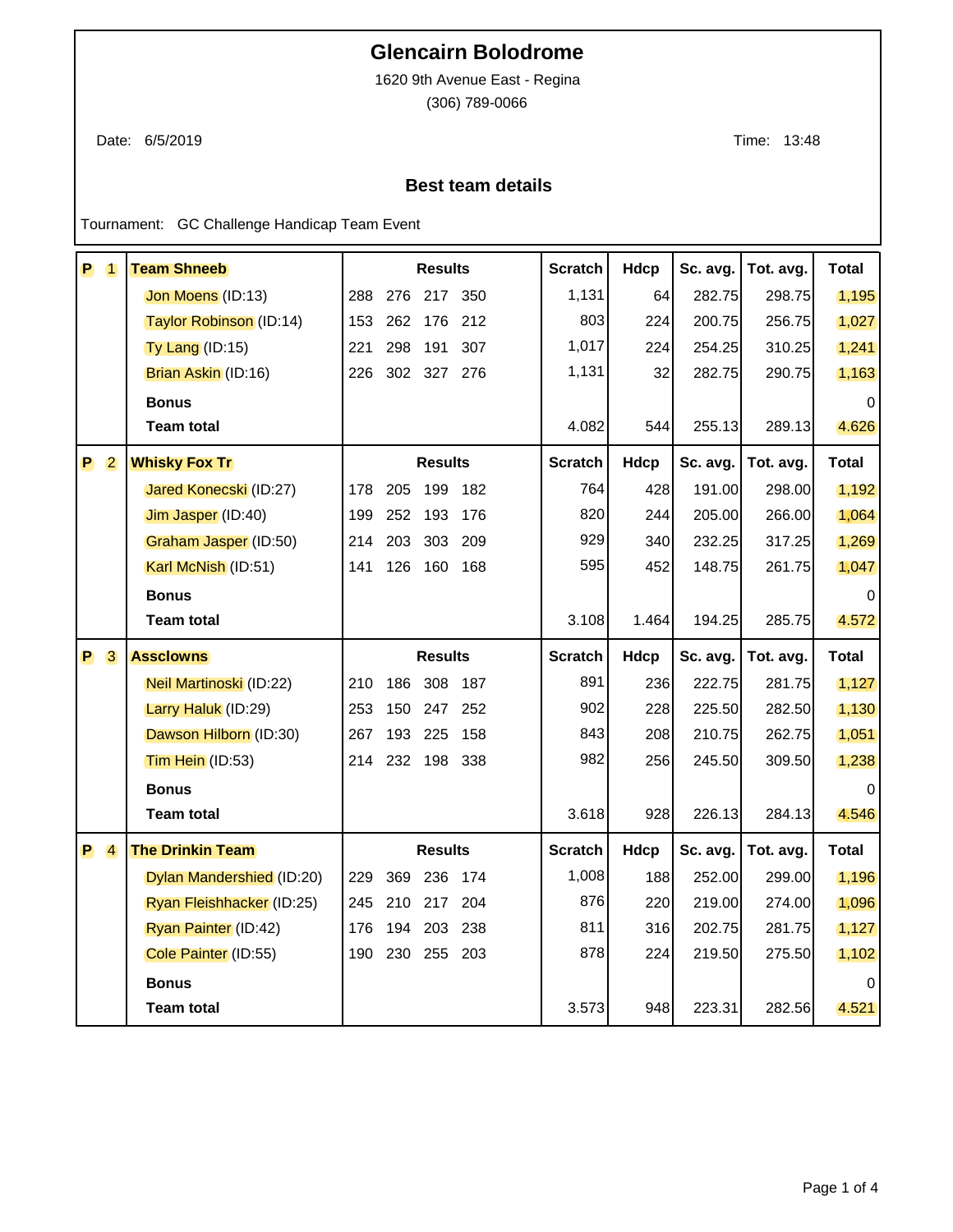# Glencairn Bolodrome

1620 9th Avenue East - Regina

(306) 789-0066

Date: 6/5/2019

Time: 13:48

## Best team details

Tournament: GC Challenge Handicap Team Event

| P | # | Team / Player | Results | | | | Scratch | Hdcp | Sc. avg. | Tot. avg. | Total |
|---|---|---|---|---|---|---|---|---|---|---|---|
| P | 1 | **Team Shneeb** | | | | | **Scratch** | **Hdcp** | **Sc. avg.** | **Tot. avg.** | **Total** |
| | | Jon Moens (ID:13) | 288 | 276 | 217 | 350 | 1,131 | 64 | 282.75 | 298.75 | 1,195 |
| | | Taylor Robinson (ID:14) | 153 | 262 | 176 | 212 | 803 | 224 | 200.75 | 256.75 | 1,027 |
| | | Ty Lang (ID:15) | 221 | 298 | 191 | 307 | 1,017 | 224 | 254.25 | 310.25 | 1,241 |
| | | Brian Askin (ID:16) | 226 | 302 | 327 | 276 | 1,131 | 32 | 282.75 | 290.75 | 1,163 |
| | | **Bonus** | | | | | | | | | 0 |
| | | **Team total** | | | | | 4.082 | 544 | 255.13 | 289.13 | 4.626 |
| P | 2 | **Whisky Fox Tr** | | | | | **Scratch** | **Hdcp** | **Sc. avg.** | **Tot. avg.** | **Total** |
| | | Jared Konecski (ID:27) | 178 | 205 | 199 | 182 | 764 | 428 | 191.00 | 298.00 | 1,192 |
| | | Jim Jasper (ID:40) | 199 | 252 | 193 | 176 | 820 | 244 | 205.00 | 266.00 | 1,064 |
| | | Graham Jasper (ID:50) | 214 | 203 | 303 | 209 | 929 | 340 | 232.25 | 317.25 | 1,269 |
| | | Karl McNish (ID:51) | 141 | 126 | 160 | 168 | 595 | 452 | 148.75 | 261.75 | 1,047 |
| | | **Bonus** | | | | | | | | | 0 |
| | | **Team total** | | | | | 3.108 | 1.464 | 194.25 | 285.75 | 4.572 |
| P | 3 | **Assclowns** | | | | | **Scratch** | **Hdcp** | **Sc. avg.** | **Tot. avg.** | **Total** |
| | | Neil Martinoski (ID:22) | 210 | 186 | 308 | 187 | 891 | 236 | 222.75 | 281.75 | 1,127 |
| | | Larry Haluk (ID:29) | 253 | 150 | 247 | 252 | 902 | 228 | 225.50 | 282.50 | 1,130 |
| | | Dawson Hilborn (ID:30) | 267 | 193 | 225 | 158 | 843 | 208 | 210.75 | 262.75 | 1,051 |
| | | Tim Hein (ID:53) | 214 | 232 | 198 | 338 | 982 | 256 | 245.50 | 309.50 | 1,238 |
| | | **Bonus** | | | | | | | | | 0 |
| | | **Team total** | | | | | 3.618 | 928 | 226.13 | 284.13 | 4.546 |
| P | 4 | **The Drinkin Team** | | | | | **Scratch** | **Hdcp** | **Sc. avg.** | **Tot. avg.** | **Total** |
| | | Dylan Mandershied (ID:20) | 229 | 369 | 236 | 174 | 1,008 | 188 | 252.00 | 299.00 | 1,196 |
| | | Ryan Fleishhacker (ID:25) | 245 | 210 | 217 | 204 | 876 | 220 | 219.00 | 274.00 | 1,096 |
| | | Ryan Painter (ID:42) | 176 | 194 | 203 | 238 | 811 | 316 | 202.75 | 281.75 | 1,127 |
| | | Cole Painter (ID:55) | 190 | 230 | 255 | 203 | 878 | 224 | 219.50 | 275.50 | 1,102 |
| | | **Bonus** | | | | | | | | | 0 |
| | | **Team total** | | | | | 3.573 | 948 | 223.31 | 282.56 | 4.521 |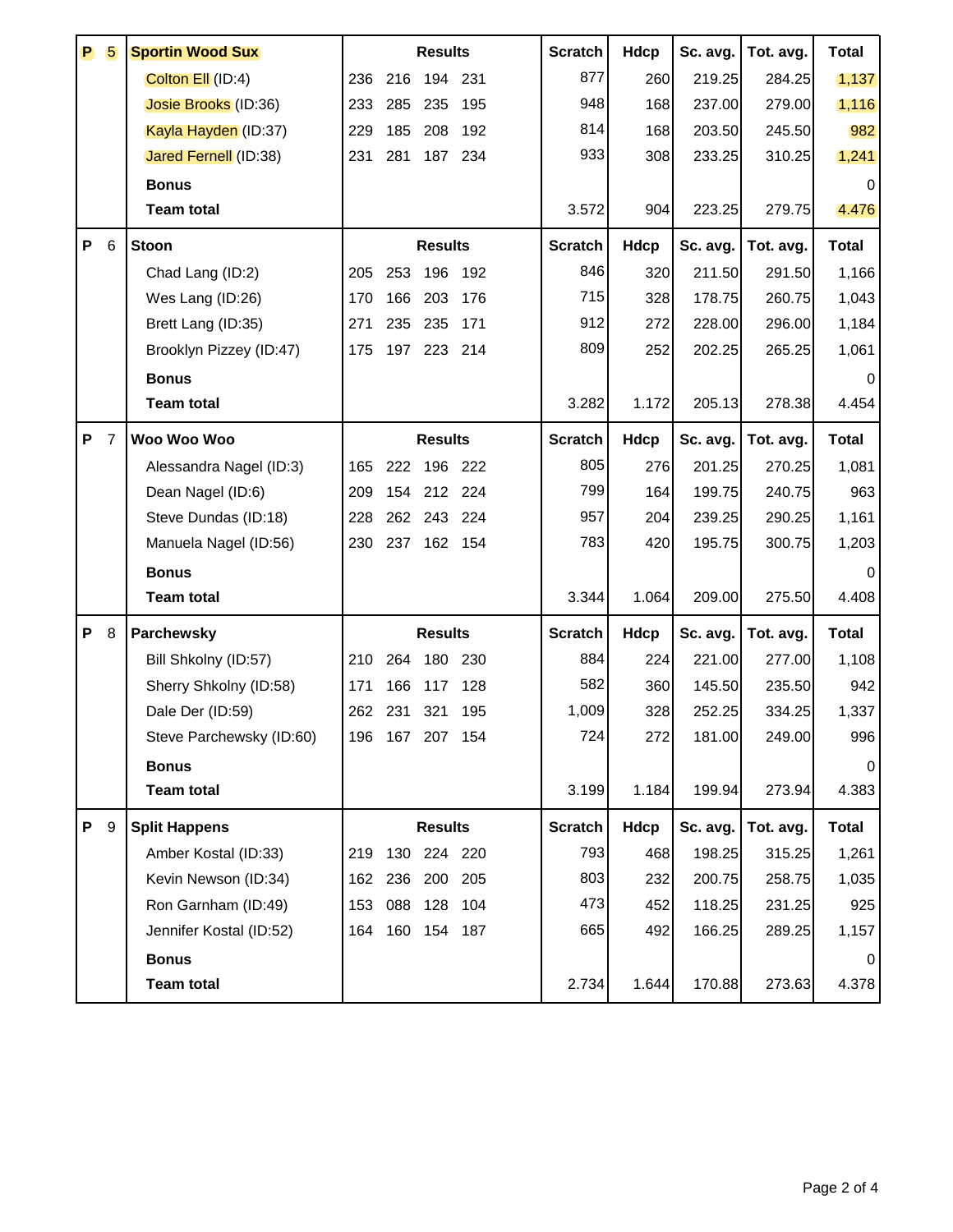| P | 5 | Sportin Wood Sux | Results | | | | Scratch | Hdcp | Sc. avg. | Tot. avg. | Total |
|---|---|---|---|---|---|---|---|---|---|---|---|
| | | Colton Ell (ID:4) | 236 | 216 | 194 | 231 | 877 | 260 | 219.25 | 284.25 | 1,137 |
| | | Josie Brooks (ID:36) | 233 | 285 | 235 | 195 | 948 | 168 | 237.00 | 279.00 | 1,116 |
| | | Kayla Hayden (ID:37) | 229 | 185 | 208 | 192 | 814 | 168 | 203.50 | 245.50 | 982 |
| | | Jared Fernell (ID:38) | 231 | 281 | 187 | 234 | 933 | 308 | 233.25 | 310.25 | 1,241 |
| | | **Bonus** | | | | | | | | | 0 |
| | | **Team total** | | | | | 3.572 | 904 | 223.25 | 279.75 | 4.476 |

| P | 6 | Stoon | Results | | | | Scratch | Hdcp | Sc. avg. | Tot. avg. | Total |
|---|---|---|---|---|---|---|---|---|---|---|---|
| | | Chad Lang (ID:2) | 205 | 253 | 196 | 192 | 846 | 320 | 211.50 | 291.50 | 1,166 |
| | | Wes Lang (ID:26) | 170 | 166 | 203 | 176 | 715 | 328 | 178.75 | 260.75 | 1,043 |
| | | Brett Lang (ID:35) | 271 | 235 | 235 | 171 | 912 | 272 | 228.00 | 296.00 | 1,184 |
| | | Brooklyn Pizzey (ID:47) | 175 | 197 | 223 | 214 | 809 | 252 | 202.25 | 265.25 | 1,061 |
| | | **Bonus** | | | | | | | | | 0 |
| | | **Team total** | | | | | 3.282 | 1.172 | 205.13 | 278.38 | 4.454 |

| P | 7 | Woo Woo Woo | Results | | | | Scratch | Hdcp | Sc. avg. | Tot. avg. | Total |
|---|---|---|---|---|---|---|---|---|---|---|---|
| | | Alessandra Nagel (ID:3) | 165 | 222 | 196 | 222 | 805 | 276 | 201.25 | 270.25 | 1,081 |
| | | Dean Nagel (ID:6) | 209 | 154 | 212 | 224 | 799 | 164 | 199.75 | 240.75 | 963 |
| | | Steve Dundas (ID:18) | 228 | 262 | 243 | 224 | 957 | 204 | 239.25 | 290.25 | 1,161 |
| | | Manuela Nagel (ID:56) | 230 | 237 | 162 | 154 | 783 | 420 | 195.75 | 300.75 | 1,203 |
| | | **Bonus** | | | | | | | | | 0 |
| | | **Team total** | | | | | 3.344 | 1.064 | 209.00 | 275.50 | 4.408 |

| P | 8 | Parchewsky | Results | | | | Scratch | Hdcp | Sc. avg. | Tot. avg. | Total |
|---|---|---|---|---|---|---|---|---|---|---|---|
| | | Bill Shkolny (ID:57) | 210 | 264 | 180 | 230 | 884 | 224 | 221.00 | 277.00 | 1,108 |
| | | Sherry Shkolny (ID:58) | 171 | 166 | 117 | 128 | 582 | 360 | 145.50 | 235.50 | 942 |
| | | Dale Der (ID:59) | 262 | 231 | 321 | 195 | 1,009 | 328 | 252.25 | 334.25 | 1,337 |
| | | Steve Parchewsky (ID:60) | 196 | 167 | 207 | 154 | 724 | 272 | 181.00 | 249.00 | 996 |
| | | **Bonus** | | | | | | | | | 0 |
| | | **Team total** | | | | | 3.199 | 1.184 | 199.94 | 273.94 | 4.383 |

| P | 9 | Split Happens | Results | | | | Scratch | Hdcp | Sc. avg. | Tot. avg. | Total |
|---|---|---|---|---|---|---|---|---|---|---|---|
| | | Amber Kostal (ID:33) | 219 | 130 | 224 | 220 | 793 | 468 | 198.25 | 315.25 | 1,261 |
| | | Kevin Newson (ID:34) | 162 | 236 | 200 | 205 | 803 | 232 | 200.75 | 258.75 | 1,035 |
| | | Ron Garnham (ID:49) | 153 | 088 | 128 | 104 | 473 | 452 | 118.25 | 231.25 | 925 |
| | | Jennifer Kostal (ID:52) | 164 | 160 | 154 | 187 | 665 | 492 | 166.25 | 289.25 | 1,157 |
| | | **Bonus** | | | | | | | | | 0 |
| | | **Team total** | | | | | 2.734 | 1.644 | 170.88 | 273.63 | 4.378 |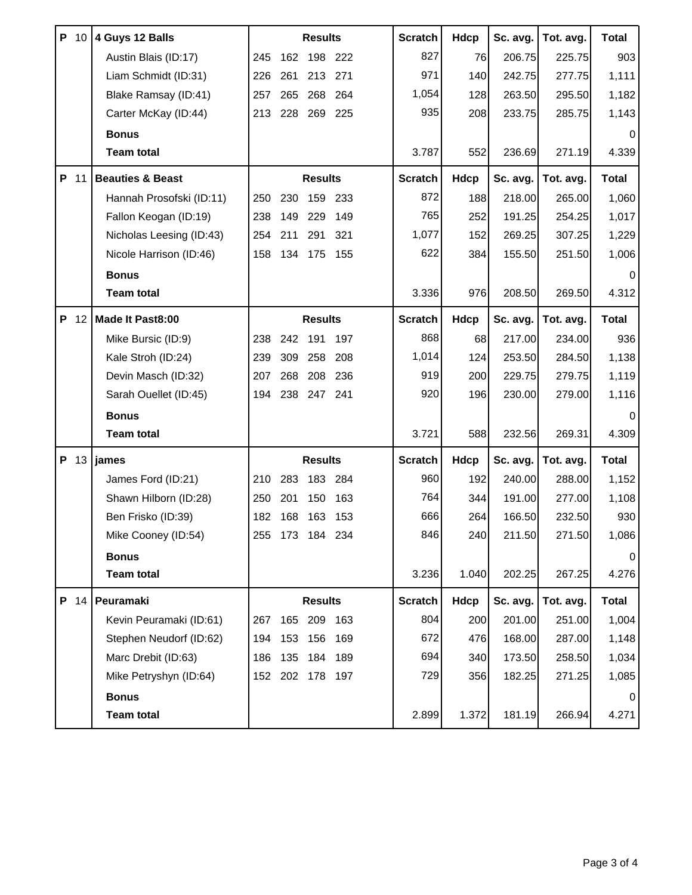| P | 10 | 4 Guys 12 Balls | Results | | | | Scratch | Hdcp | Sc. avg. | Tot. avg. | Total |
|---|---|---|---|---|---|---|---|---|---|---|---|
| | | Austin Blais (ID:17) | 245 | 162 | 198 | 222 | 827 | 76 | 206.75 | 225.75 | 903 |
| | | Liam Schmidt (ID:31) | 226 | 261 | 213 | 271 | 971 | 140 | 242.75 | 277.75 | 1,111 |
| | | Blake Ramsay (ID:41) | 257 | 265 | 268 | 264 | 1,054 | 128 | 263.50 | 295.50 | 1,182 |
| | | Carter McKay (ID:44) | 213 | 228 | 269 | 225 | 935 | 208 | 233.75 | 285.75 | 1,143 |
| | | **Bonus** | | | | | | | | | 0 |
| | | **Team total** | | | | | 3.787 | 552 | 236.69 | 271.19 | 4.339 |

| P | 11 | Beauties & Beast | Results | | | | Scratch | Hdcp | Sc. avg. | Tot. avg. | Total |
|---|---|---|---|---|---|---|---|---|---|---|---|
| | | Hannah Prosofski (ID:11) | 250 | 230 | 159 | 233 | 872 | 188 | 218.00 | 265.00 | 1,060 |
| | | Fallon Keogan (ID:19) | 238 | 149 | 229 | 149 | 765 | 252 | 191.25 | 254.25 | 1,017 |
| | | Nicholas Leesing (ID:43) | 254 | 211 | 291 | 321 | 1,077 | 152 | 269.25 | 307.25 | 1,229 |
| | | Nicole Harrison (ID:46) | 158 | 134 | 175 | 155 | 622 | 384 | 155.50 | 251.50 | 1,006 |
| | | **Bonus** | | | | | | | | | 0 |
| | | **Team total** | | | | | 3.336 | 976 | 208.50 | 269.50 | 4.312 |

| P | 12 | Made It Past8:00 | Results | | | | Scratch | Hdcp | Sc. avg. | Tot. avg. | Total |
|---|---|---|---|---|---|---|---|---|---|---|---|
| | | Mike Bursic (ID:9) | 238 | 242 | 191 | 197 | 868 | 68 | 217.00 | 234.00 | 936 |
| | | Kale Stroh (ID:24) | 239 | 309 | 258 | 208 | 1,014 | 124 | 253.50 | 284.50 | 1,138 |
| | | Devin Masch (ID:32) | 207 | 268 | 208 | 236 | 919 | 200 | 229.75 | 279.75 | 1,119 |
| | | Sarah Ouellet (ID:45) | 194 | 238 | 247 | 241 | 920 | 196 | 230.00 | 279.00 | 1,116 |
| | | **Bonus** | | | | | | | | | 0 |
| | | **Team total** | | | | | 3.721 | 588 | 232.56 | 269.31 | 4.309 |

| P | 13 | james | Results | | | | Scratch | Hdcp | Sc. avg. | Tot. avg. | Total |
|---|---|---|---|---|---|---|---|---|---|---|---|
| | | James Ford (ID:21) | 210 | 283 | 183 | 284 | 960 | 192 | 240.00 | 288.00 | 1,152 |
| | | Shawn Hilborn (ID:28) | 250 | 201 | 150 | 163 | 764 | 344 | 191.00 | 277.00 | 1,108 |
| | | Ben Frisko (ID:39) | 182 | 168 | 163 | 153 | 666 | 264 | 166.50 | 232.50 | 930 |
| | | Mike Cooney (ID:54) | 255 | 173 | 184 | 234 | 846 | 240 | 211.50 | 271.50 | 1,086 |
| | | **Bonus** | | | | | | | | | 0 |
| | | **Team total** | | | | | 3.236 | 1.040 | 202.25 | 267.25 | 4.276 |

| P | 14 | Peuramaki | Results | | | | Scratch | Hdcp | Sc. avg. | Tot. avg. | Total |
|---|---|---|---|---|---|---|---|---|---|---|---|
| | | Kevin Peuramaki (ID:61) | 267 | 165 | 209 | 163 | 804 | 200 | 201.00 | 251.00 | 1,004 |
| | | Stephen Neudorf (ID:62) | 194 | 153 | 156 | 169 | 672 | 476 | 168.00 | 287.00 | 1,148 |
| | | Marc Drebit (ID:63) | 186 | 135 | 184 | 189 | 694 | 340 | 173.50 | 258.50 | 1,034 |
| | | Mike Petryshyn (ID:64) | 152 | 202 | 178 | 197 | 729 | 356 | 182.25 | 271.25 | 1,085 |
| | | **Bonus** | | | | | | | | | 0 |
| | | **Team total** | | | | | 2.899 | 1.372 | 181.19 | 266.94 | 4.271 |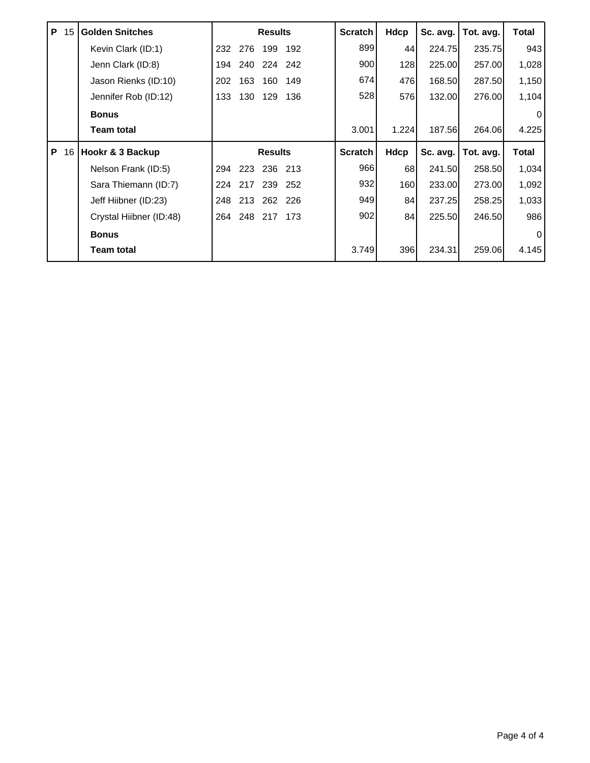| P | 15 | Golden Snitches | Results | Scratch | Hdcp | Sc. avg. | Tot. avg. | Total |
|---|---|---|---|---|---|---|---|---|
| | | Kevin Clark (ID:1) | 232 276 199 192 | 899 | 44 | 224.75 | 235.75 | 943 |
| | | Jenn Clark (ID:8) | 194 240 224 242 | 900 | 128 | 225.00 | 257.00 | 1,028 |
| | | Jason Rienks (ID:10) | 202 163 160 149 | 674 | 476 | 168.50 | 287.50 | 1,150 |
| | | Jennifer Rob (ID:12) | 133 130 129 136 | 528 | 576 | 132.00 | 276.00 | 1,104 |
| | | **Bonus** | | | | | | 0 |
| | | **Team total** | | 3.001 | 1.224 | 187.56 | 264.06 | 4.225 |

| P | 16 | Hookr & 3 Backup | Results | Scratch | Hdcp | Sc. avg. | Tot. avg. | Total |
|---|---|---|---|---|---|---|---|---|
| | | Nelson Frank (ID:5) | 294 223 236 213 | 966 | 68 | 241.50 | 258.50 | 1,034 |
| | | Sara Thiemann (ID:7) | 224 217 239 252 | 932 | 160 | 233.00 | 273.00 | 1,092 |
| | | Jeff Hiibner (ID:23) | 248 213 262 226 | 949 | 84 | 237.25 | 258.25 | 1,033 |
| | | Crystal Hiibner (ID:48) | 264 248 217 173 | 902 | 84 | 225.50 | 246.50 | 986 |
| | | **Bonus** | | | | | | 0 |
| | | **Team total** | | 3.749 | 396 | 234.31 | 259.06 | 4.145 |